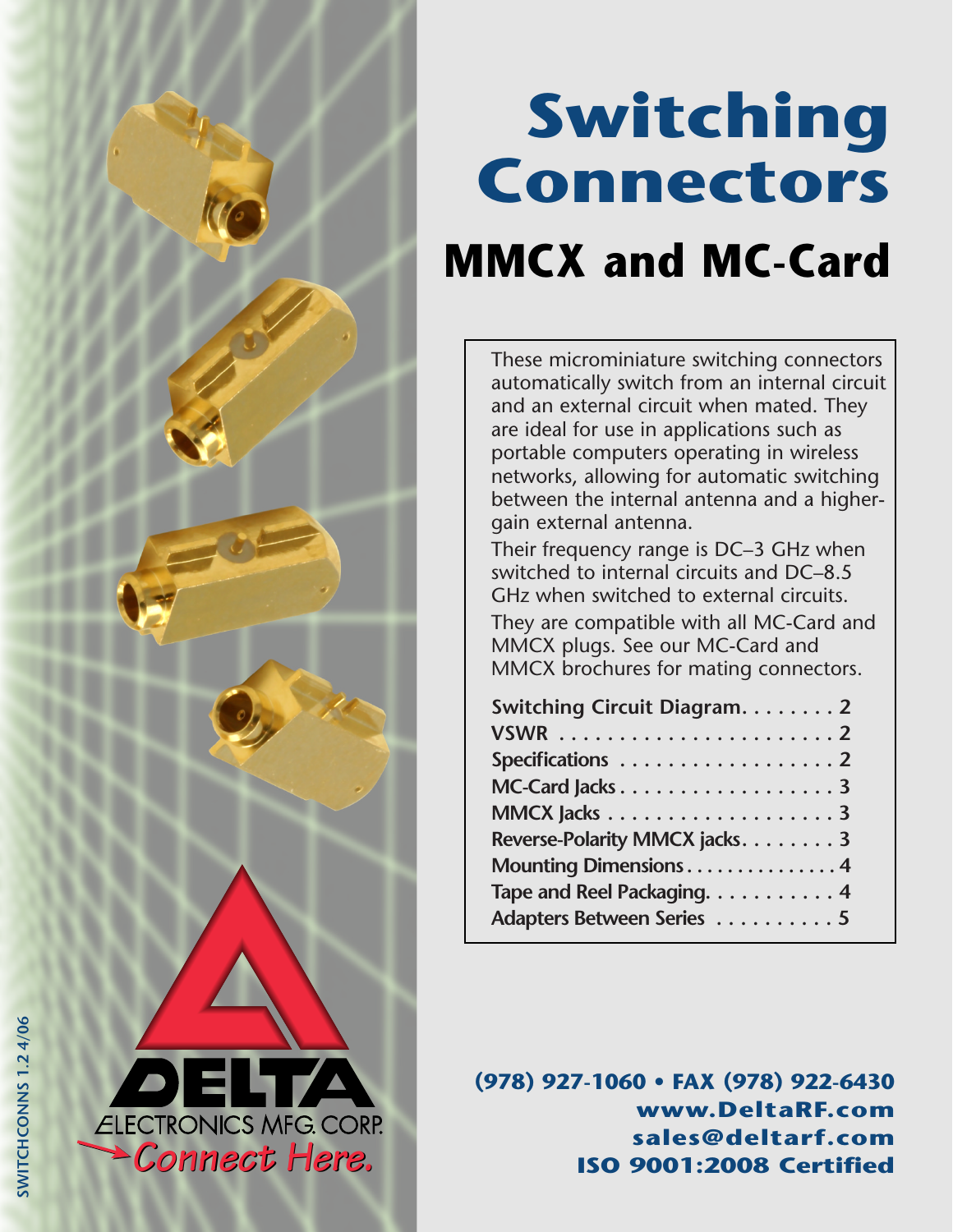# Switching Connectors

## MMCX and MC-Card

These microminiature switching connectors automatically switch from an internal circuit and an external circuit when mated. They are ideal for use in applications such as portable computers operating in wireless networks, allowing for automatic switching between the internal antenna and a higher-gain external antenna.

Their frequency range is DC–3 GHz when switched to internal circuits and DC–8.5 GHz when switched to external circuits.

They are compatible with all MC-Card and MMCX plugs. See our MC-Card and MMCX brochures for mating connectors.

| | |
|---|---|
| **Switching Circuit Diagram** | **2** |
| **VSWR** | **2** |
| **Specifications** | **2** |
| **MC-Card Jacks** | **3** |
| **MMCX Jacks** | **3** |
| **Reverse-Polarity MMCX jacks** | **3** |
| **Mounting Dimensions** | **4** |
| **Tape and Reel Packaging** | **4** |
| **Adapters Between Series** | **5** |

DELTA ELECTRONICS MFG. CORP.
*Connect Here.*

**(978) 927-1060 • FAX (978) 922-6430**
**www.DeltaRF.com**
**sales@deltarf.com**
**ISO 9001:2008 Certified**

SWITCHCONNS 1.2 4/06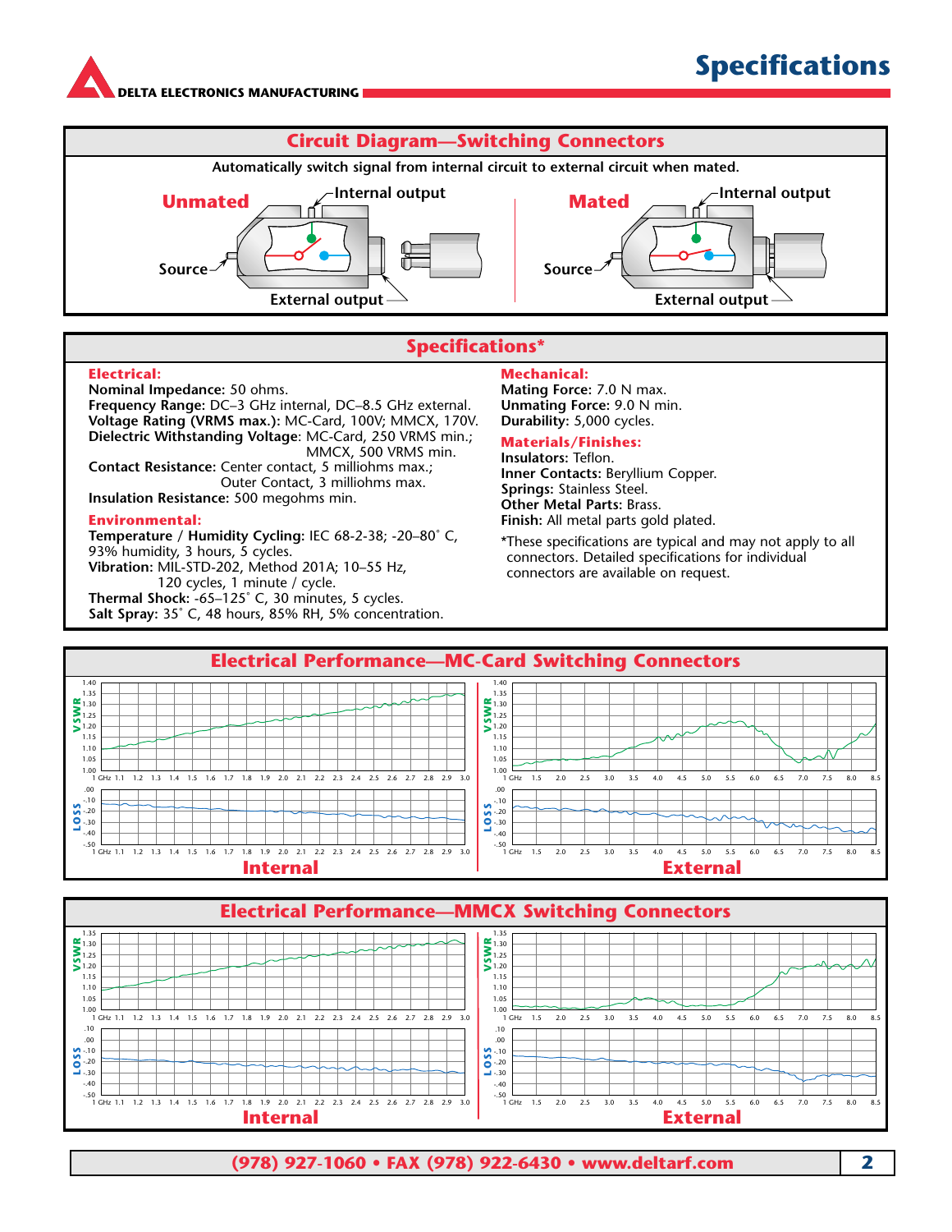# Specifications

## Circuit Diagram—Switching Connectors

Automatically switch signal from internal circuit to external circuit when mated.

**Unmated** — Internal output, Source, External output

**Mated** — Internal output, Source, External output

## Specifications*

### Electrical:

**Nominal Impedance:** 50 ohms.
**Frequency Range:** DC–3 GHz internal, DC–8.5 GHz external.
**Voltage Rating (VRMS max.):** MC-Card, 100V; MMCX, 170V.
**Dielectric Withstanding Voltage**: MC-Card, 250 VRMS min.; MMCX, 500 VRMS min.
**Contact Resistance:** Center contact, 5 milliohms max.; Outer Contact, 3 milliohms max.
**Insulation Resistance:** 500 megohms min.

### Environmental:

**Temperature / Humidity Cycling:** IEC 68-2-38; -20–80˚ C, 93% humidity, 3 hours, 5 cycles.
**Vibration:** MIL-STD-202, Method 201A; 10–55 Hz, 120 cycles, 1 minute / cycle.
**Thermal Shock:** -65–125˚ C, 30 minutes, 5 cycles.
**Salt Spray:** 35˚ C, 48 hours, 85% RH, 5% concentration.

### Mechanical:

**Mating Force:** 7.0 N max.
**Unmating Force:** 9.0 N min.
**Durability:** 5,000 cycles.

### Materials/Finishes:

**Insulators:** Teflon.
**Inner Contacts:** Beryllium Copper.
**Springs:** Stainless Steel.
**Other Metal Parts:** Brass.
**Finish:** All metal parts gold plated.

*These specifications are typical and may not apply to all connectors. Detailed specifications for individual connectors are available on request.

## Electrical Performance—MC-Card Switching Connectors

VSWR / LOSS vs. frequency

**Internal** (1 GHz – 3.0 GHz)

**External** (1 GHz – 8.5 GHz)

## Electrical Performance—MMCX Switching Connectors

VSWR / LOSS vs. frequency

**Internal** (1 GHz – 3.0 GHz)

**External** (1 GHz – 8.5 GHz)

(978) 927-1060 • FAX (978) 922-6430 • www.deltarf.com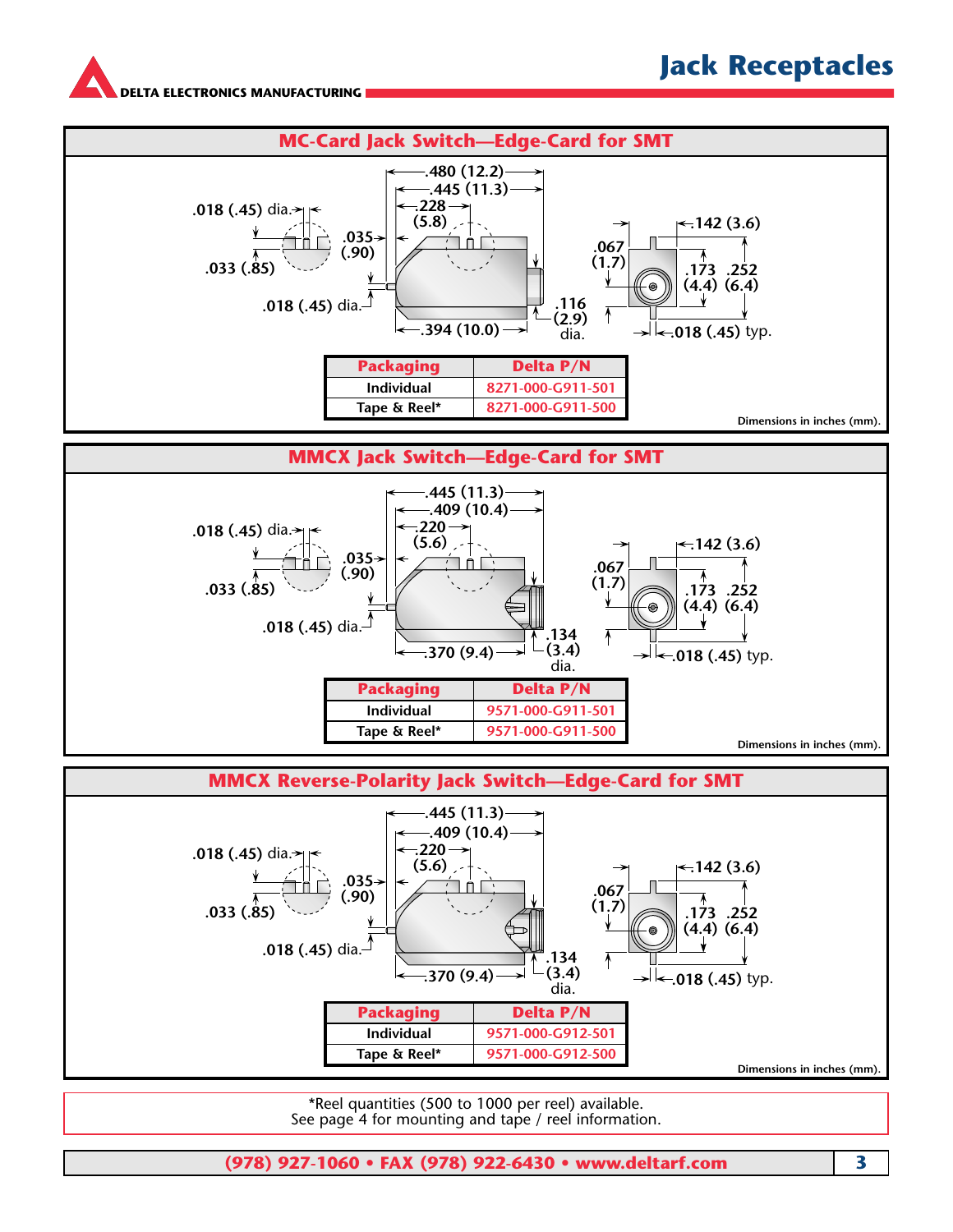# Jack Receptacles

## MC-Card Jack Switch—Edge-Card for SMT

| Packaging | Delta P/N |
|---|---|
| Individual | 8271-000-G911-501 |
| Tape & Reel* | 8271-000-G911-500 |

Dimensions in inches (mm).

## MMCX Jack Switch—Edge-Card for SMT

| Packaging | Delta P/N |
|---|---|
| Individual | 9571-000-G911-501 |
| Tape & Reel* | 9571-000-G911-500 |

Dimensions in inches (mm).

## MMCX Reverse-Polarity Jack Switch—Edge-Card for SMT

| Packaging | Delta P/N |
|---|---|
| Individual | 9571-000-G912-501 |
| Tape & Reel* | 9571-000-G912-500 |

Dimensions in inches (mm).

*Reel quantities (500 to 1000 per reel) available.
See page 4 for mounting and tape / reel information.

(978) 927-1060 • FAX (978) 922-6430 • www.deltarf.com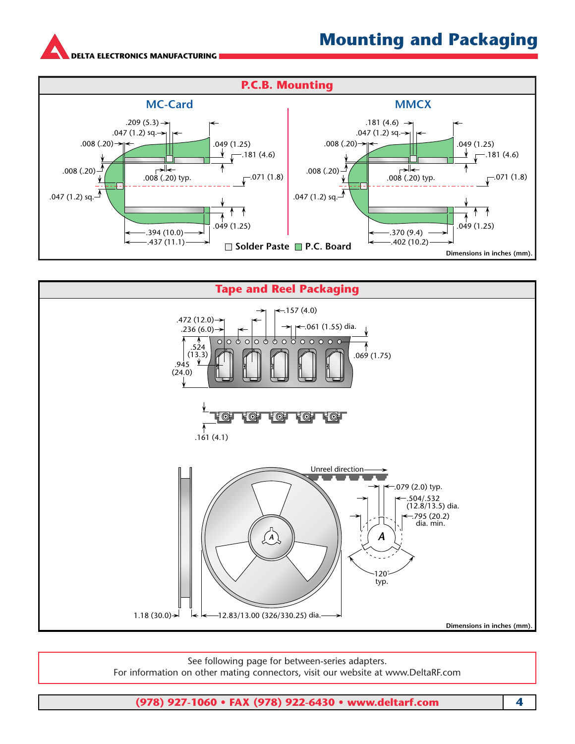# Mounting and Packaging

## P.C.B. Mounting

### MC-Card

.209 (5.3)
.047 (1.2) sq.
.008 (.20)
.049 (1.25)
.181 (4.6)
.008 (.20)
.008 (.20) typ.
.071 (1.8)
.047 (1.2) sq.
.049 (1.25)
.394 (10.0)
.437 (11.1)

### MMCX

.181 (4.6)
.047 (1.2) sq.
.008 (.20)
.049 (1.25)
.181 (4.6)
.008 (.20)
.008 (.20) typ.
.071 (1.8)
.047 (1.2) sq.
.049 (1.25)
.370 (9.4)
.402 (10.2)

☐ Solder Paste ☐ P.C. Board

Dimensions in inches (mm).

## Tape and Reel Packaging

.157 (4.0)
.472 (12.0)
.236 (6.0)
.061 (1.55) dia.
.524 (13.3)
.945 (24.0)
.069 (1.75)
.161 (4.1)

Unreel direction
.079 (2.0) typ.
.504/.532 (12.8/13.5) dia.
.795 (20.2) dia. min.
A
120° typ.
1.18 (30.0)
12.83/13.00 (326/330.25) dia.

Dimensions in inches (mm).

See following page for between-series adapters.
For information on other mating connectors, visit our website at www.DeltaRF.com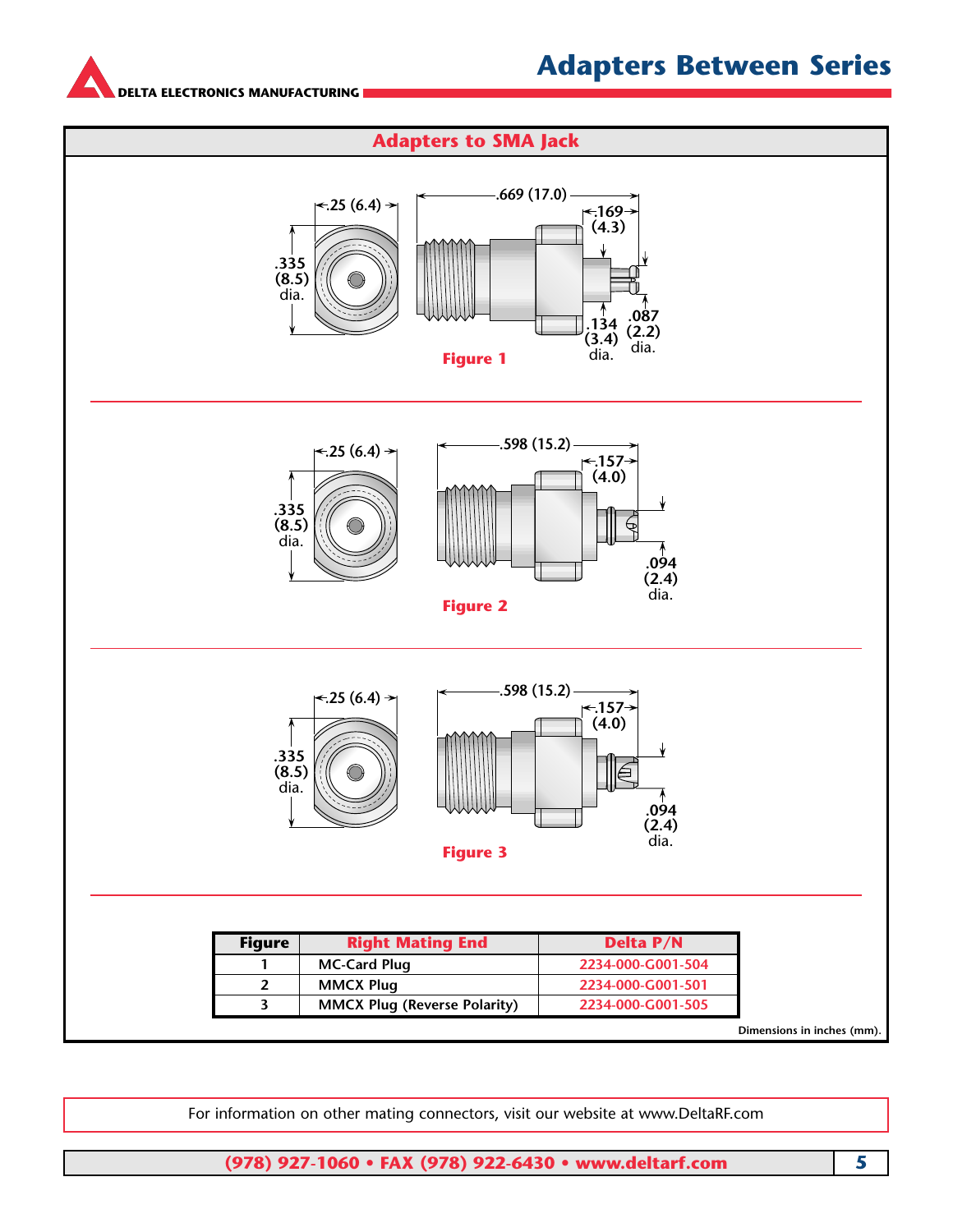## Adapters to SMA Jack

.25 (6.4)
.335 (8.5) dia.
.669 (17.0)
.169 (4.3)
.134 (3.4) dia.
.087 (2.2) dia.

**Figure 1**

.25 (6.4)
.335 (8.5) dia.
.598 (15.2)
.157 (4.0)
.094 (2.4) dia.

**Figure 2**

.25 (6.4)
.335 (8.5) dia.
.598 (15.2)
.157 (4.0)
.094 (2.4) dia.

**Figure 3**

| Figure | Right Mating End | Delta P/N |
|---|---|---|
| 1 | MC-Card Plug | 2234-000-G001-504 |
| 2 | MMCX Plug | 2234-000-G001-501 |
| 3 | MMCX Plug (Reverse Polarity) | 2234-000-G001-505 |

Dimensions in inches (mm).

For information on other mating connectors, visit our website at www.DeltaRF.com